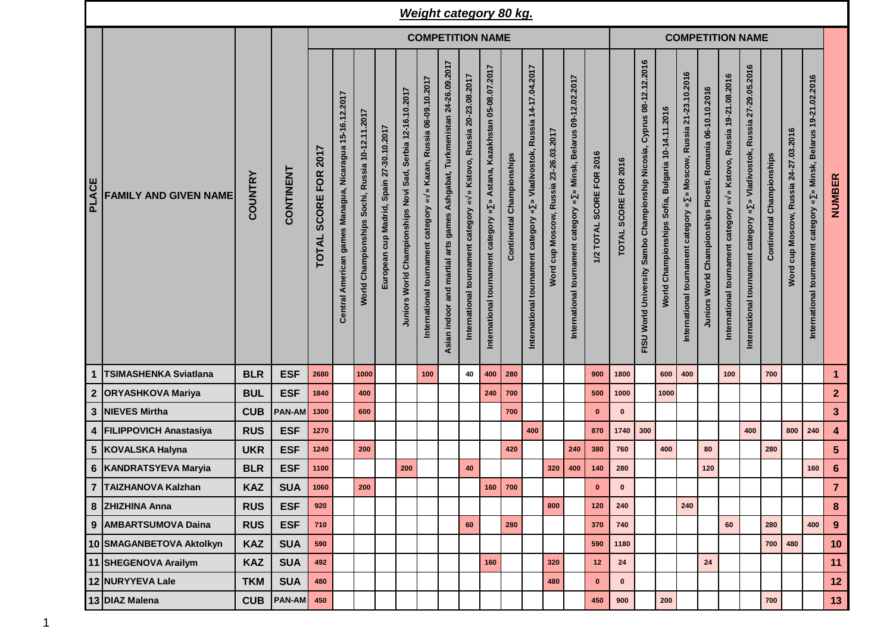# Weight category 80 kg.

| PLACE | FAMILY AND GIVEN NAME | COUNTRY | CONTINENT | COMPETITION NAME | | | | | | | | | | | | | | COMPETITION NAME | | | | | | | | | | NUMBER |
|---|---|---|---|---|---|---|---|---|---|---|---|---|---|---|---|---|---|---|---|---|---|---|---|---|---|---|---|---|
| | | | | TOTAL SCORE FOR 2017 | Central American games Managua, Nicaragua 15-16.12.2017 | World Championships Sochi, Russia 10-12.11.2017 | European cup Madrid, Spain 27-30.10.2017 | Juniors World Championships Novi Sad, Serbia 12-16.10.2017 | International tournament category «√» Kazan, Russia 06-09.10.2017 | Asian indoor and martial arts games Ashgabat, Turkmenistan 24-26.09.2017 | International tournament category «√» Kstovo, Russia 20-23.08.2017 | International tournament category «∑» Astana, Kazakhstan 05-08.07.2017 | Continental Championships | International tournament category «∑» Vladivostok, Russia 14-17.04.2017 | Word cup Moscow, Russia 23-26.03.2017 | International tournament category «∑» Minsk, Belarus 09-12.02.2017 | 1/2 TOTAL SCORE FOR 2016 | TOTAL SCORE FOR 2016 | FISU World University Sambo Championship Nicosia, Cyprus 08-12.12.2016 | World Championships Sofia, Bulgaria 10-14.11.2016 | International tournament category «∑» Moscow, Russia 21-23.10.2016 | Juniors World Championships Ploesti, Romania 06-10.10.2016 | International tournament category «√» Kstovo, Russia 19-21.08.2016 | International tournament category «∑» Vladivostok, Russia 27-29.05.2016 | Continental Championships | Word cup Moscow, Russia 24-27.03.2016 | International tournament category «∑» Minsk, Belarus 19-21.02.2016 | |
| 1 | TSIMASHENKA Sviatlana | BLR | ESF | 2680 | | 1000 | | | 100 | | 40 | 400 | 280 | | | | 900 | 1800 | | 600 | 400 | | 100 | | 700 | | | 1 |
| 2 | ORYASHKOVA Mariya | BUL | ESF | 1840 | | 400 | | | | | | 240 | 700 | | | | 500 | 1000 | | 1000 | | | | | | | | 2 |
| 3 | NIEVES Mirtha | CUB | PAN-AM | 1300 | | 600 | | | | | | | 700 | | | | 0 | 0 | | | | | | | | | | 3 |
| 4 | FILIPPOVICH Anastasiya | RUS | ESF | 1270 | | | | | | | | | | 400 | | | 870 | 1740 | 300 | | | | | 400 | | 800 | 240 | 4 |
| 5 | KOVALSKA Halyna | UKR | ESF | 1240 | | 200 | | | | | | | 420 | | | 240 | 380 | 760 | | 400 | | 80 | | | 280 | | | 5 |
| 6 | KANDRATSYEVA Maryia | BLR | ESF | 1100 | | | | 200 | | | 40 | | | | 320 | 400 | 140 | 280 | | | | 120 | | | | | 160 | 6 |
| 7 | TAIZHANOVA Kalzhan | KAZ | SUA | 1060 | | 200 | | | | | | 160 | 700 | | | | 0 | 0 | | | | | | | | | | 7 |
| 8 | ZHIZHINA Anna | RUS | ESF | 920 | | | | | | | | | | | 800 | | 120 | 240 | | | 240 | | | | | | | 8 |
| 9 | AMBARTSUMOVA Daina | RUS | ESF | 710 | | | | | | | 60 | | 280 | | | | 370 | 740 | | | | | 60 | | 280 | | 400 | 9 |
| 10 | SMAGANBETOVA Aktolkyn | KAZ | SUA | 590 | | | | | | | | | | | | | 590 | 1180 | | | | | | | 700 | 480 | | 10 |
| 11 | SHEGENOVA Arailym | KAZ | SUA | 492 | | | | | | | | 160 | | | 320 | | 12 | 24 | | | | 24 | | | | | | 11 |
| 12 | NURYYEVA Lale | TKM | SUA | 480 | | | | | | | | | | | 480 | | 0 | 0 | | | | | | | | | | 12 |
| 13 | DIAZ Malena | CUB | PAN-AM | 450 | | | | | | | | | | | | | 450 | 900 | | 200 | | | | | 700 | | | 13 |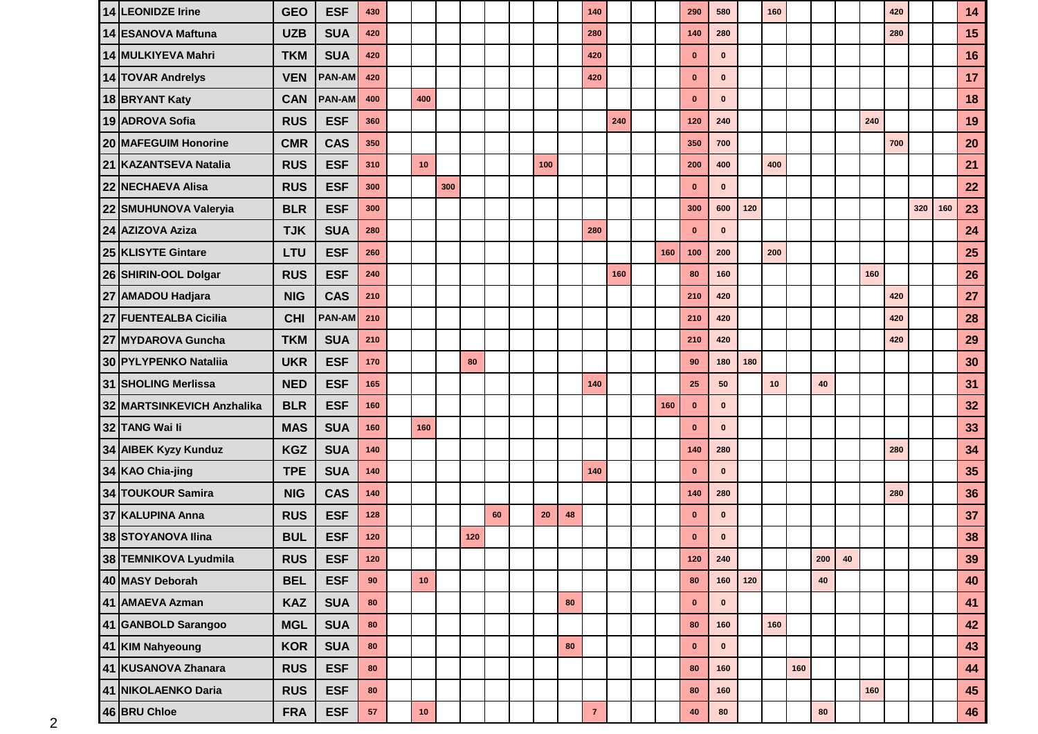| | | | | | | | | | | | | | | | | | | | | | | | | | | | | |
|---|---|---|---|---|---|---|---|---|---|---|---|---|---|---|---|---|---|---|---|---|---|---|---|---|---|---|---|---|
| 14 | LEONIDZE Irine | GEO | ESF | 430 | | | | | | | | | 140 | | | | 290 | 580 | | 160 | | | | | 420 | | | 14 |
| 14 | ESANOVA Maftuna | UZB | SUA | 420 | | | | | | | | | 280 | | | | 140 | 280 | | | | | | | 280 | | | 15 |
| 14 | MULKIYEVA Mahri | TKM | SUA | 420 | | | | | | | | | 420 | | | | 0 | 0 | | | | | | | | | | 16 |
| 14 | TOVAR Andrelys | VEN | PAN-AM | 420 | | | | | | | | | 420 | | | | 0 | 0 | | | | | | | | | | 17 |
| 18 | BRYANT Katy | CAN | PAN-AM | 400 | | 400 | | | | | | | | | | | 0 | 0 | | | | | | | | | | 18 |
| 19 | ADROVA Sofia | RUS | ESF | 360 | | | | | | | | | | 240 | | | 120 | 240 | | | | | | 240 | | | | 19 |
| 20 | MAFEGUIM Honorine | CMR | CAS | 350 | | | | | | | | | | | | | 350 | 700 | | | | | | | 700 | | | 20 |
| 21 | KAZANTSEVA Natalia | RUS | ESF | 310 | | 10 | | | | | 100 | | | | | | 200 | 400 | | 400 | | | | | | | | 21 |
| 22 | NECHAEVA Alisa | RUS | ESF | 300 | | | 300 | | | | | | | | | | 0 | 0 | | | | | | | | | | 22 |
| 22 | SMUHUNOVA Valeryia | BLR | ESF | 300 | | | | | | | | | | | | | 300 | 600 | 120 | | | | | | | 320 | 160 | 23 |
| 24 | AZIZOVA Aziza | TJK | SUA | 280 | | | | | | | | | 280 | | | | 0 | 0 | | | | | | | | | | 24 |
| 25 | KLISYTE Gintare | LTU | ESF | 260 | | | | | | | | | | | | 160 | 100 | 200 | | 200 | | | | | | | | 25 |
| 26 | SHIRIN-OOL Dolgar | RUS | ESF | 240 | | | | | | | | | | 160 | | | 80 | 160 | | | | | | 160 | | | | 26 |
| 27 | AMADOU Hadjara | NIG | CAS | 210 | | | | | | | | | | | | | 210 | 420 | | | | | | | 420 | | | 27 |
| 27 | FUENTEALBA Cicilia | CHI | PAN-AM | 210 | | | | | | | | | | | | | 210 | 420 | | | | | | | 420 | | | 28 |
| 27 | MYDAROVA Guncha | TKM | SUA | 210 | | | | | | | | | | | | | 210 | 420 | | | | | | | 420 | | | 29 |
| 30 | PYLYPENKO Nataliia | UKR | ESF | 170 | | | | 80 | | | | | | | | | 90 | 180 | 180 | | | | | | | | | 30 |
| 31 | SHOLING Merlissa | NED | ESF | 165 | | | | | | | | | 140 | | | | 25 | 50 | | 10 | | 40 | | | | | | 31 |
| 32 | MARTSINKEVICH Anzhalika | BLR | ESF | 160 | | | | | | | | | | | | 160 | 0 | 0 | | | | | | | | | | 32 |
| 32 | TANG Wai li | MAS | SUA | 160 | | 160 | | | | | | | | | | | 0 | 0 | | | | | | | | | | 33 |
| 34 | AIBEK Kyzy Kunduz | KGZ | SUA | 140 | | | | | | | | | | | | | 140 | 280 | | | | | | | 280 | | | 34 |
| 34 | KAO Chia-jing | TPE | SUA | 140 | | | | | | | | | 140 | | | | 0 | 0 | | | | | | | | | | 35 |
| 34 | TOUKOUR Samira | NIG | CAS | 140 | | | | | | | | | | | | | 140 | 280 | | | | | | | 280 | | | 36 |
| 37 | KALUPINA Anna | RUS | ESF | 128 | | | | | 60 | | 20 | 48 | | | | | 0 | 0 | | | | | | | | | | 37 |
| 38 | STOYANOVA Ilina | BUL | ESF | 120 | | | | 120 | | | | | | | | | 0 | 0 | | | | | | | | | | 38 |
| 38 | TEMNIKOVA Lyudmila | RUS | ESF | 120 | | | | | | | | | | | | | 120 | 240 | | | | 200 | 40 | | | | | 39 |
| 40 | MASY Deborah | BEL | ESF | 90 | | 10 | | | | | | | | | | | 80 | 160 | 120 | | | 40 | | | | | | 40 |
| 41 | AMAEVA Azman | KAZ | SUA | 80 | | | | | | | | 80 | | | | | 0 | 0 | | | | | | | | | | 41 |
| 41 | GANBOLD Sarangoo | MGL | SUA | 80 | | | | | | | | | | | | | 80 | 160 | | 160 | | | | | | | | 42 |
| 41 | KIM Nahyeoung | KOR | SUA | 80 | | | | | | | | 80 | | | | | 0 | 0 | | | | | | | | | | 43 |
| 41 | KUSANOVA Zhanara | RUS | ESF | 80 | | | | | | | | | | | | | 80 | 160 | | | 160 | | | | | | | 44 |
| 41 | NIKOLAENKO Daria | RUS | ESF | 80 | | | | | | | | | | | | | 80 | 160 | | | | | | 160 | | | | 45 |
| 46 | BRU Chloe | FRA | ESF | 57 | | 10 | | | | | | | 7 | | | | 40 | 80 | | | | 80 | | | | | | 46 |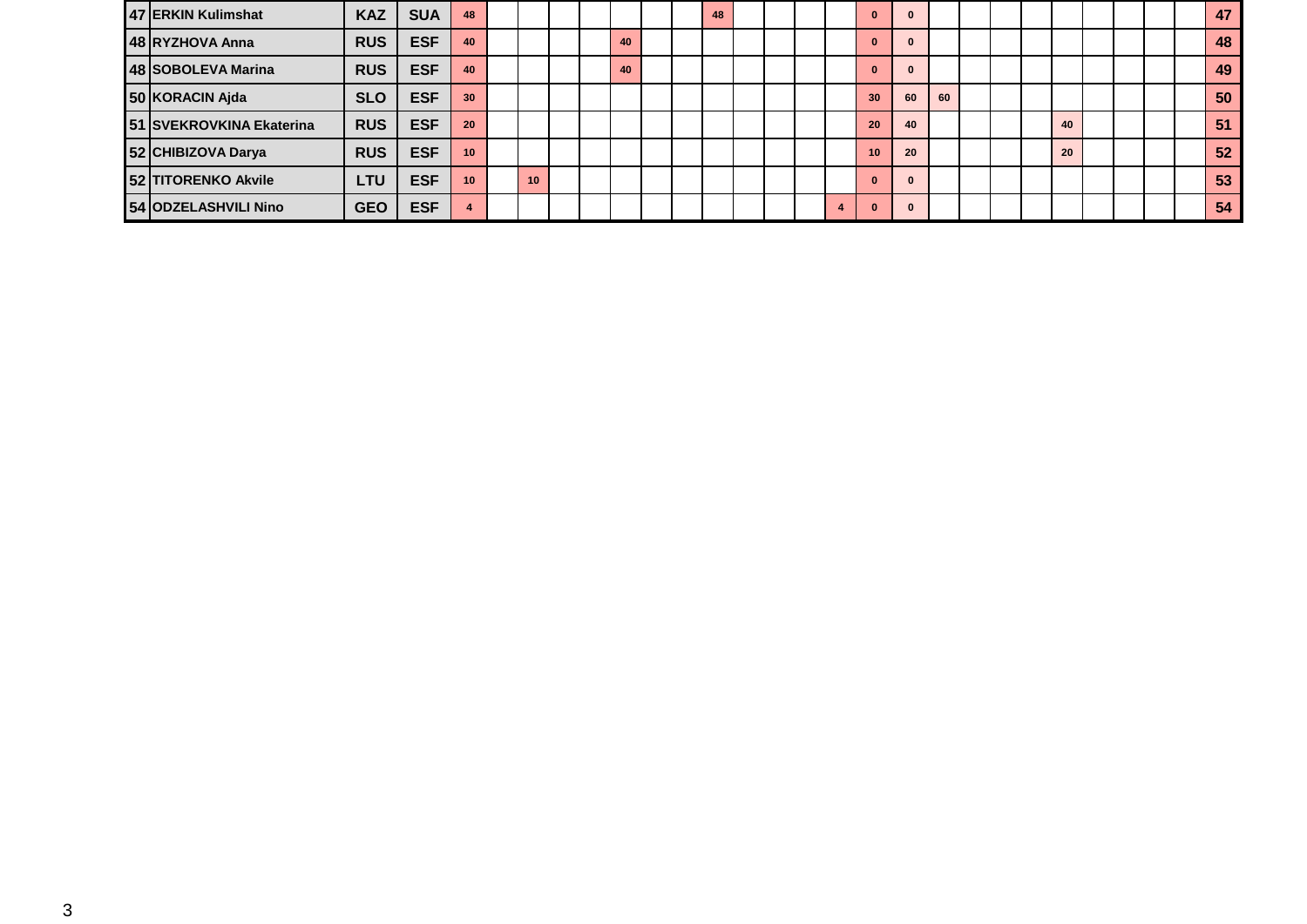| | | | | | | | | | | | | | | | | | | | | | | | | | | | | |
|---|---|---|---|---|---|---|---|---|---|---|---|---|---|---|---|---|---|---|---|---|---|---|---|---|---|---|---|---|
| 47 | ERKIN Kulimshat | KAZ | SUA | 48 | | | | | | | | 48 | | | | | 0 | 0 | | | | | | | | | | 47 |
| 48 | RYZHOVA Anna | RUS | ESF | 40 | | | | | 40 | | | | | | | | 0 | 0 | | | | | | | | | | 48 |
| 48 | SOBOLEVA Marina | RUS | ESF | 40 | | | | | 40 | | | | | | | | 0 | 0 | | | | | | | | | | 49 |
| 50 | KORACIN Ajda | SLO | ESF | 30 | | | | | | | | | | | | | 30 | 60 | 60 | | | | | | | | | 50 |
| 51 | SVEKROVKINA Ekaterina | RUS | ESF | 20 | | | | | | | | | | | | | 20 | 40 | | | | | 40 | | | | | 51 |
| 52 | CHIBIZOVA Darya | RUS | ESF | 10 | | | | | | | | | | | | | 10 | 20 | | | | | 20 | | | | | 52 |
| 52 | TITORENKO Akvile | LTU | ESF | 10 | | 10 | | | | | | | | | | | 0 | 0 | | | | | | | | | | 53 |
| 54 | ODZELASHVILI Nino | GEO | ESF | 4 | | | | | | | | | | | | 4 | 0 | 0 | | | | | | | | | | 54 |